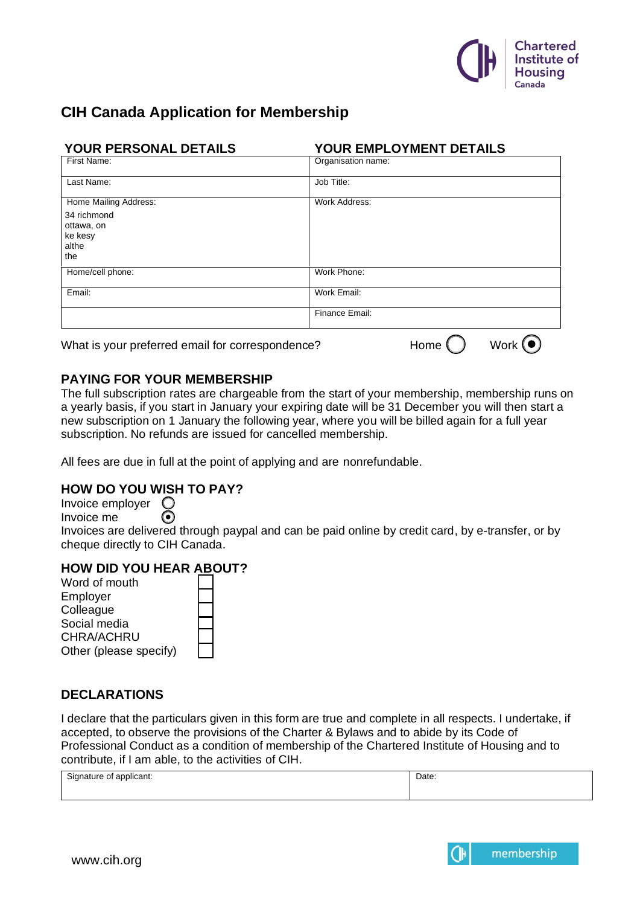# CIH Canada Application for Membership

| YOUR PERSONAL DETAILS | YOUR EMPLOYMENT DETAILS |
|---|---|
| First Name: | Organisation name: |
| Last Name: | Job Title: |
| Home Mailing Address:<br>34 richmond<br>ottawa, on<br>ke kesy<br>althe<br>the | Work Address: |
| Home/cell phone: | Work Phone: |
| Email: | Work Email: |
| | Finance Email: |

What is your preferred email for correspondence? Home ○ Work ◉

## PAYING FOR YOUR MEMBERSHIP

The full subscription rates are chargeable from the start of your membership, membership runs on a yearly basis, if you start in January your expiring date will be 31 December you will then start a new subscription on 1 January the following year, where you will be billed again for a full year subscription. No refunds are issued for cancelled membership.

All fees are due in full at the point of applying and are nonrefundable.

## HOW DO YOU WISH TO PAY?

Invoice employer ○
Invoice me ◉
Invoices are delivered through paypal and can be paid online by credit card, by e-transfer, or by cheque directly to CIH Canada.

## HOW DID YOU HEAR ABOUT?

- Word of mouth ☐
- Employer ☐
- Colleague ☐
- Social media ☐
- CHRA/ACHRU ☐
- Other (please specify) ☐

## DECLARATIONS

I declare that the particulars given in this form are true and complete in all respects. I undertake, if accepted, to observe the provisions of the Charter & Bylaws and to abide by its Code of Professional Conduct as a condition of membership of the Chartered Institute of Housing and to contribute, if I am able, to the activities of CIH.

| Signature of applicant: | Date: |
|---|---|
| | |

www.cih.org

membership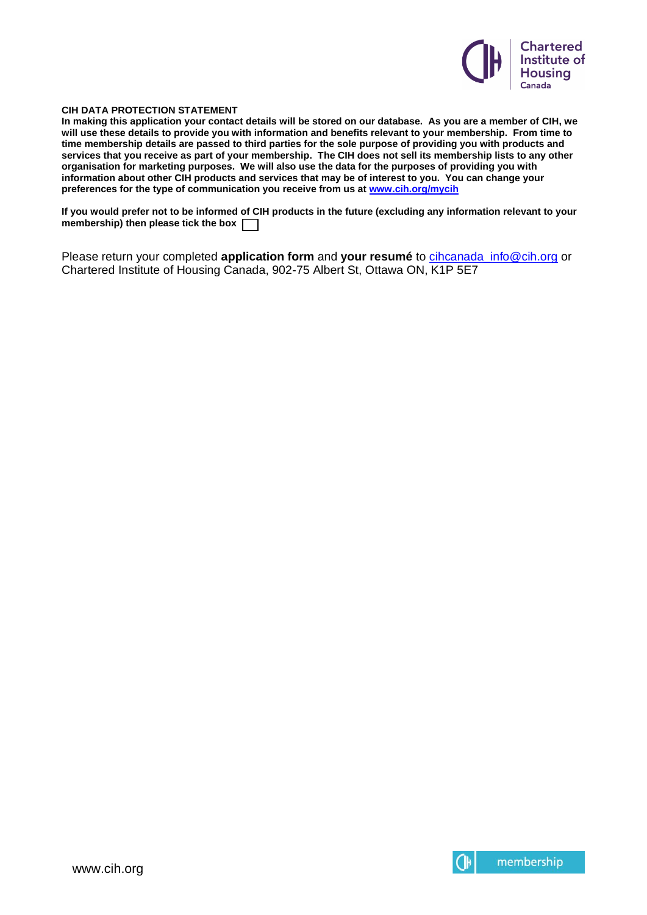**CIH DATA PROTECTION STATEMENT**

**In making this application your contact details will be stored on our database. As you are a member of CIH, we will use these details to provide you with information and benefits relevant to your membership. From time to time membership details are passed to third parties for the sole purpose of providing you with products and services that you receive as part of your membership. The CIH does not sell its membership lists to any other organisation for marketing purposes. We will also use the data for the purposes of providing you with information about other CIH products and services that may be of interest to you. You can change your preferences for the type of communication you receive from us at [www.cih.org/mycih](www.cih.org/mycih)**

**If you would prefer not to be informed of CIH products in the future (excluding any information relevant to your membership) then please tick the box** ☐

Please return your completed **application form** and **your resumé** to cihcanada_info@cih.org or Chartered Institute of Housing Canada, 902-75 Albert St, Ottawa ON, K1P 5E7